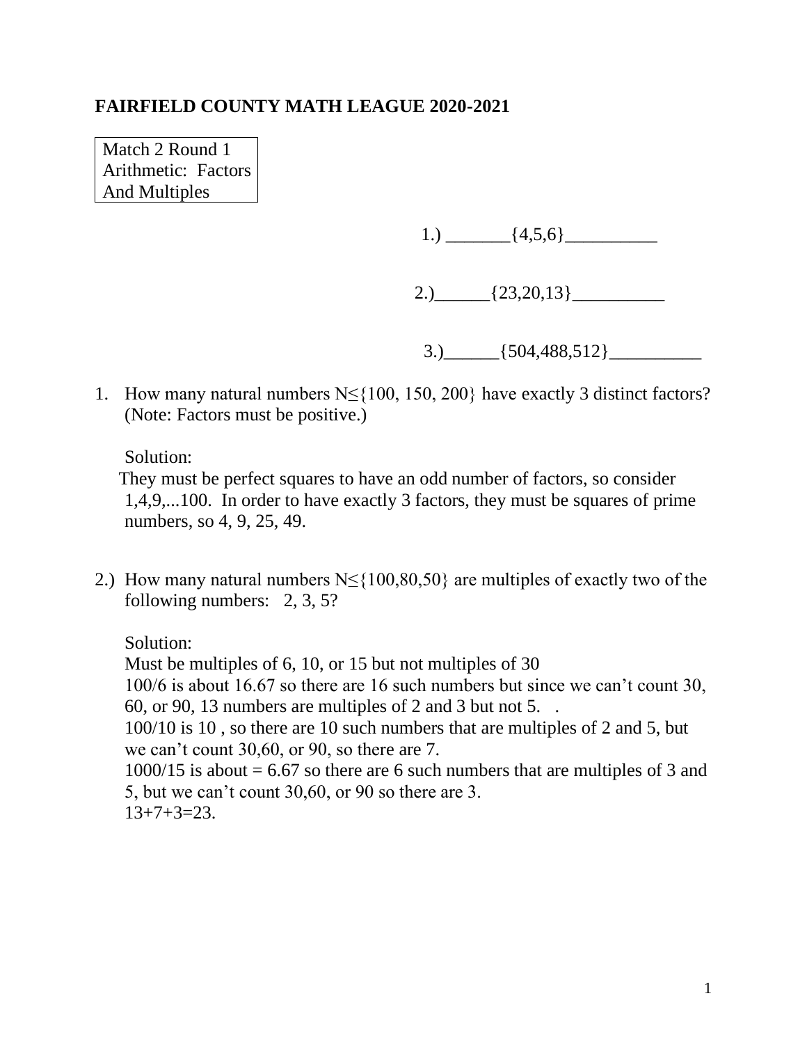**FAIRFIELD COUNTY MATH LEAGUE 2020-2021**

Match 2 Round 1
Arithmetic: Factors And Multiples

1.) _______{4,5,6}__________

2.)______{23,20,13}__________

3.)______{504,488,512}__________

1. How many natural numbers N≤{100, 150, 200} have exactly 3 distinct factors? (Note: Factors must be positive.)

   Solution:
   They must be perfect squares to have an odd number of factors, so consider 1,4,9,...100. In order to have exactly 3 factors, they must be squares of prime numbers, so 4, 9, 25, 49.

2.) How many natural numbers N≤{100,80,50} are multiples of exactly two of the following numbers: 2, 3, 5?

   Solution:
   Must be multiples of 6, 10, or 15 but not multiples of 30
   100/6 is about 16.67 so there are 16 such numbers but since we can't count 30, 60, or 90, 13 numbers are multiples of 2 and 3 but not 5. .
   100/10 is 10 , so there are 10 such numbers that are multiples of 2 and 5, but we can't count 30,60, or 90, so there are 7.
   1000/15 is about = 6.67 so there are 6 such numbers that are multiples of 3 and 5, but we can't count 30,60, or 90 so there are 3.
   13+7+3=23.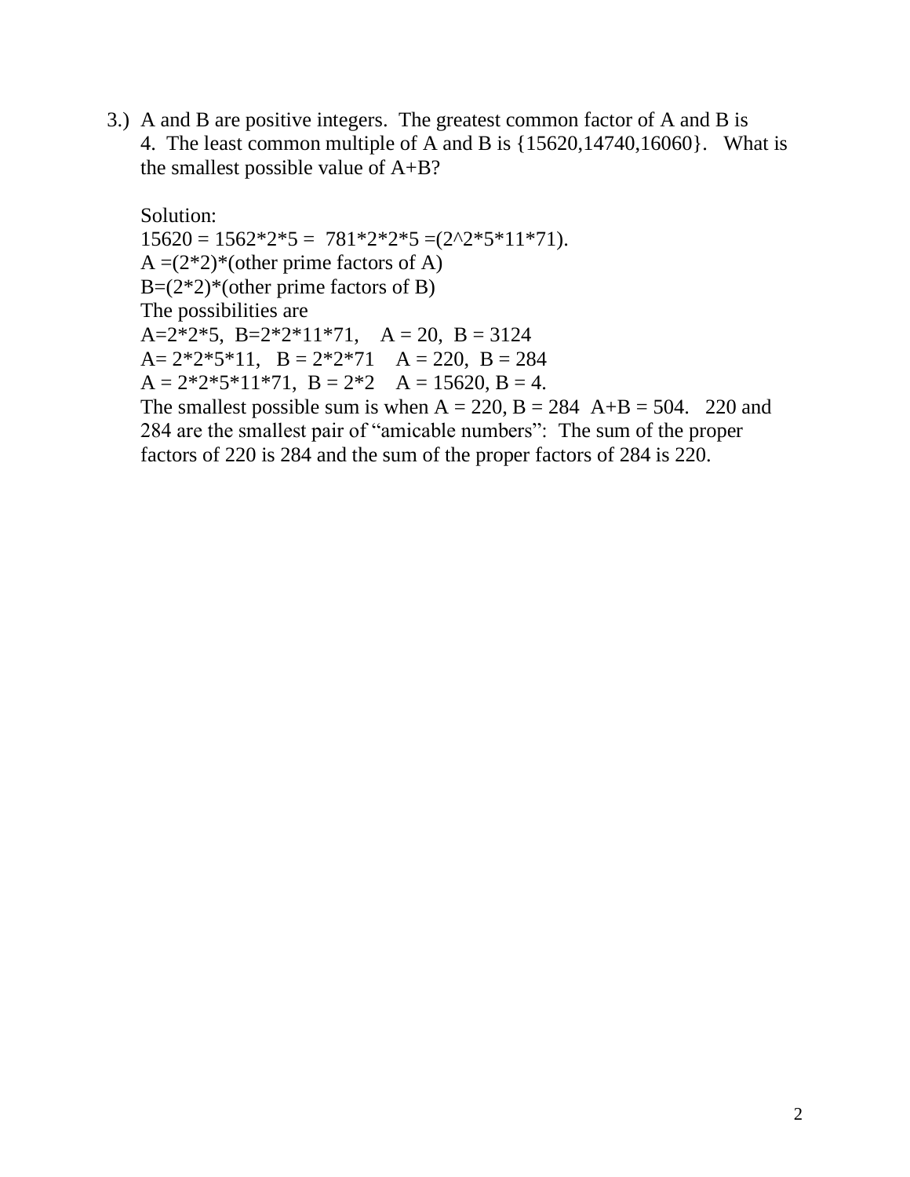3.) A and B are positive integers. The greatest common factor of A and B is 4. The least common multiple of A and B is {15620,14740,16060}. What is the smallest possible value of A+B?

Solution:

$15620 = 1562*2*5 = 781*2*2*5 = (2^2*5*11*71)$.

A =(2*2)*(other prime factors of A)

B=(2*2)*(other prime factors of B)

The possibilities are

A=2*2*5, B=2*2*11*71, A = 20, B = 3124

A= 2*2*5*11, B = 2*2*71 A = 220, B = 284

A = 2*2*5*11*71, B = 2*2 A = 15620, B = 4.

The smallest possible sum is when A = 220, B = 284 A+B = 504. 220 and 284 are the smallest pair of "amicable numbers": The sum of the proper factors of 220 is 284 and the sum of the proper factors of 284 is 220.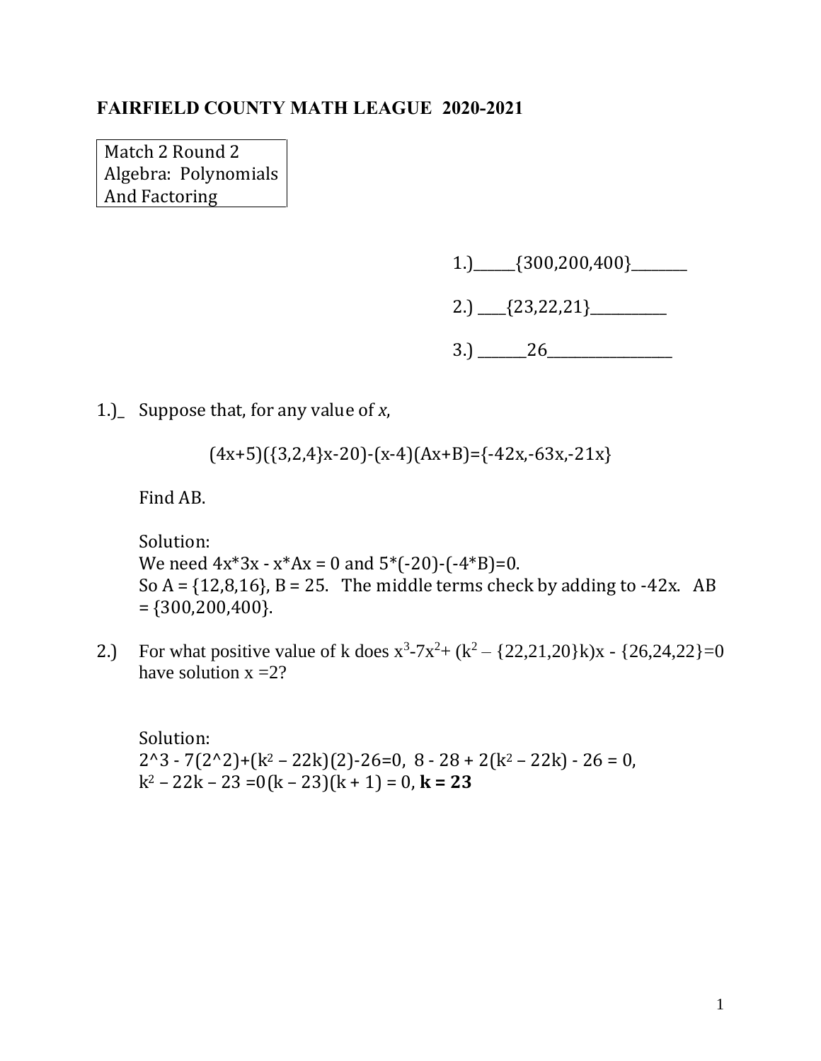# FAIRFIELD COUNTY MATH LEAGUE 2020-2021

Match 2 Round 2
Algebra: Polynomials
And Factoring

1.)______{300,200,400}________

2.) ____{23,22,21}___________

3.) _______26__________________

1.)_ Suppose that, for any value of *x*,

$$(4x+5)(\{3,2,4\}x-20)-(x-4)(Ax+B)=\{-42x,-63x,-21x\}$$

Find AB.

Solution:
We need 4x*3x - x*Ax = 0 and 5*(-20)-(-4*B)=0.
So A = {12,8,16}, B = 25. The middle terms check by adding to -42x. AB = {300,200,400}.

2.) For what positive value of k does $x^3$-7$x^2$+ ($k^2$ – {22,21,20}k)x - {26,24,22}=0 have solution x =2?

Solution:
2^3 - 7(2^2)+($k^2$ – 22k)(2)-26=0, 8 - 28 + 2($k^2$ – 22k) - 26 = 0,
$k^2$ – 22k – 23 =0(k – 23)(k + 1) = 0, **k = 23**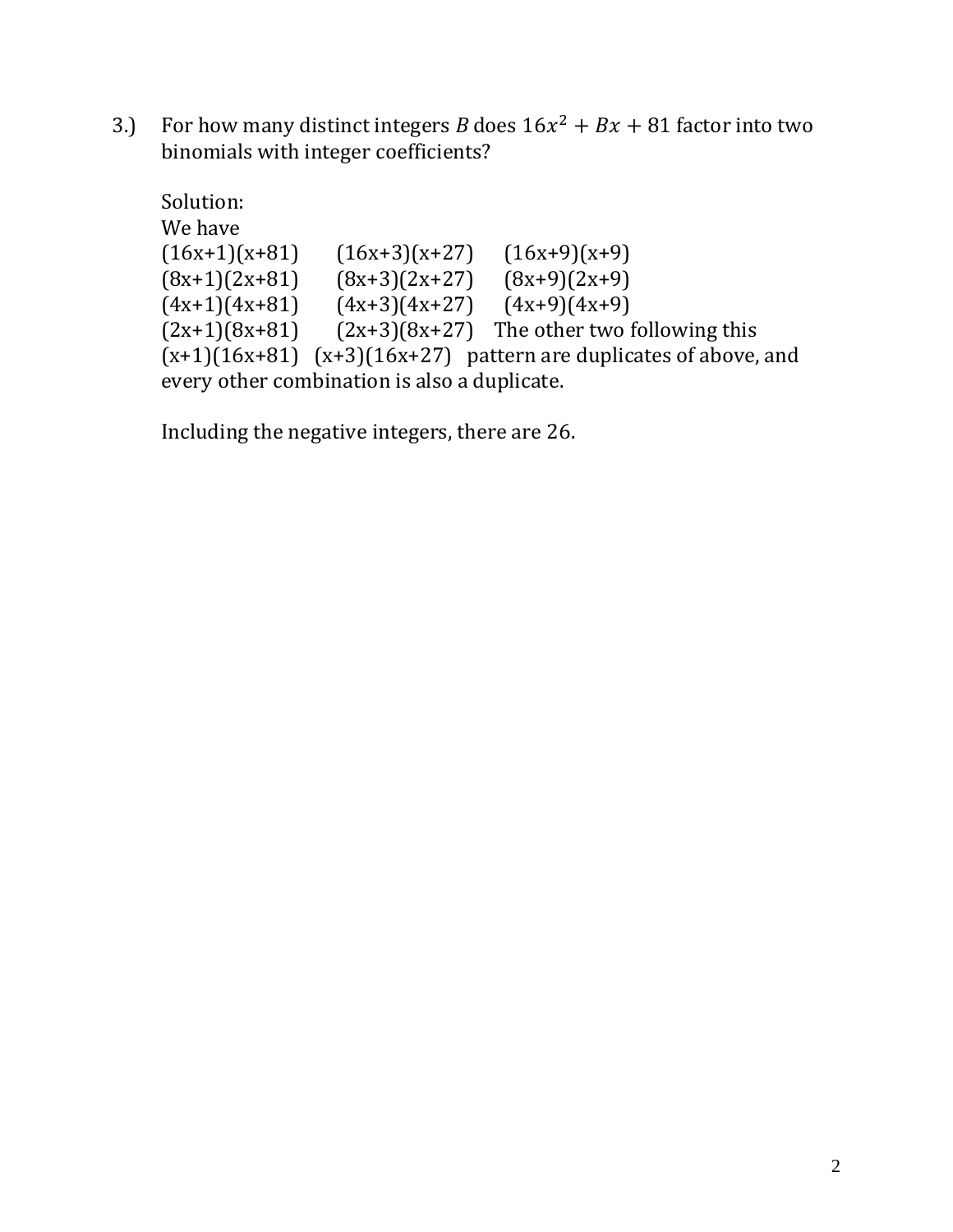3.) For how many distinct integers $B$ does $16x^2 + Bx + 81$ factor into two binomials with integer coefficients?

Solution:
We have

(16x+1)(x+81)   (16x+3)(x+27)   (16x+9)(x+9)
(8x+1)(2x+81)   (8x+3)(2x+27)   (8x+9)(2x+9)
(4x+1)(4x+81)   (4x+3)(4x+27)   (4x+9)(4x+9)
(2x+1)(8x+81)   (2x+3)(8x+27)   The other two following this
(x+1)(16x+81)   (x+3)(16x+27)   pattern are duplicates of above, and every other combination is also a duplicate.

Including the negative integers, there are 26.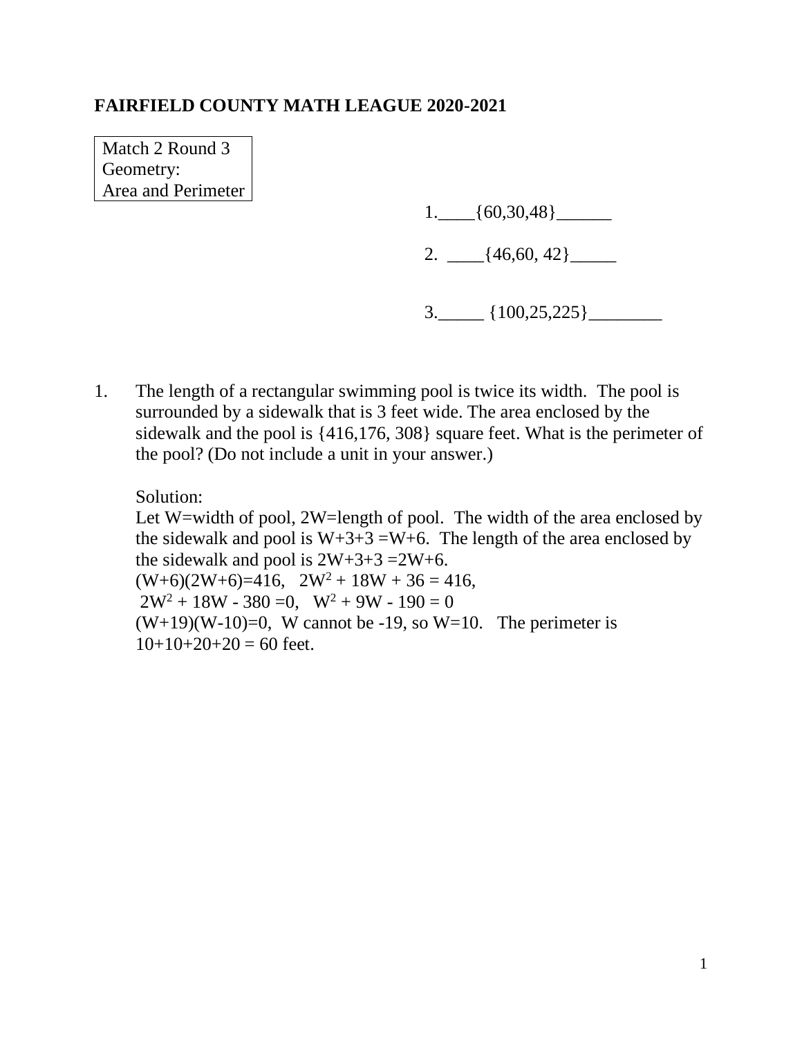**FAIRFIELD COUNTY MATH LEAGUE 2020-2021**

Match 2 Round 3
Geometry:
Area and Perimeter

1.\_\_\_\_{60,30,48}\_\_\_\_\_\_

2. \_\_\_\_{46,60, 42}\_\_\_\_\_

3.\_\_\_\_\_ {100,25,225}\_\_\_\_\_\_\_\_

1. The length of a rectangular swimming pool is twice its width. The pool is surrounded by a sidewalk that is 3 feet wide. The area enclosed by the sidewalk and the pool is {416,176, 308} square feet. What is the perimeter of the pool? (Do not include a unit in your answer.)

   Solution:
   Let W=width of pool, 2W=length of pool. The width of the area enclosed by the sidewalk and pool is $W+3+3 = W+6$. The length of the area enclosed by the sidewalk and pool is $2W+3+3 = 2W+6$.
   $(W+6)(2W+6)=416$, $2W^2 + 18W + 36 = 416$,
   $2W^2 + 18W - 380 = 0$, $W^2 + 9W - 190 = 0$
   $(W+19)(W-10)=0$, W cannot be -19, so W=10. The perimeter is $10+10+20+20 = 60$ feet.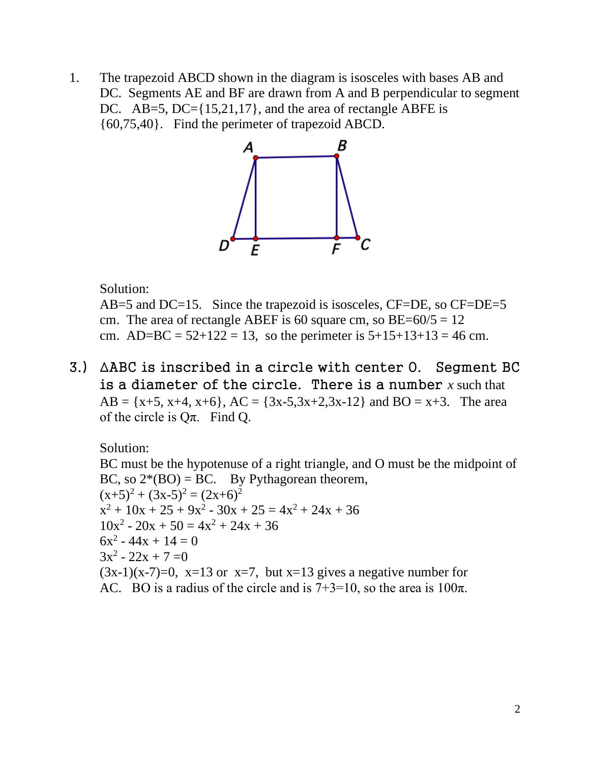1. The trapezoid ABCD shown in the diagram is isosceles with bases AB and DC. Segments AE and BF are drawn from A and B perpendicular to segment DC. AB=5, DC={15,21,17}, and the area of rectangle ABFE is {60,75,40}. Find the perimeter of trapezoid ABCD.

Solution:
AB=5 and DC=15. Since the trapezoid is isosceles, CF=DE, so CF=DE=5 cm. The area of rectangle ABEF is 60 square cm, so BE=60/5 = 12 cm. AD=BC = 52+122 = 13, so the perimeter is 5+15+13+13 = 46 cm.

3.) $\Delta$ABC is inscribed in a circle with center O. Segment BC is a diameter of the circle. There is a number $x$ such that AB = {x+5, x+4, x+6}, AC = {3x-5,3x+2,3x-12} and BO = x+3. The area of the circle is Q$\pi$. Find Q.

Solution:
BC must be the hypotenuse of a right triangle, and O must be the midpoint of BC, so 2*(BO) = BC. By Pythagorean theorem,

$(x+5)^2 + (3x-5)^2 = (2x+6)^2$

$x^2 + 10x + 25 + 9x^2 - 30x + 25 = 4x^2 + 24x + 36$

$10x^2 - 20x + 50 = 4x^2 + 24x + 36$

$6x^2 - 44x + 14 = 0$

$3x^2 - 22x + 7 = 0$

$(3x-1)(x-7)=0$, x=13 or x=7, but x=13 gives a negative number for AC. BO is a radius of the circle and is 7+3=10, so the area is 100$\pi$.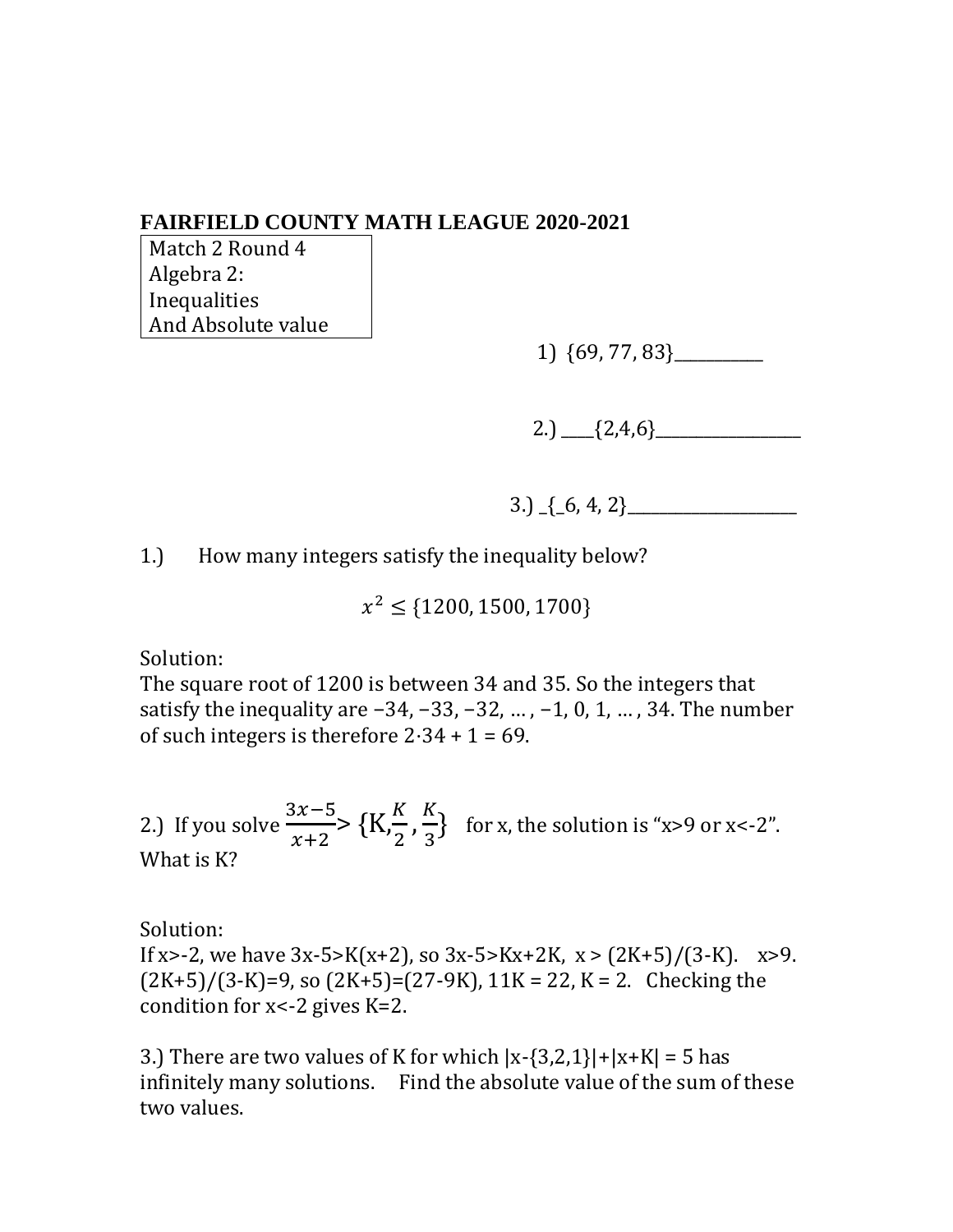**FAIRFIELD COUNTY MATH LEAGUE 2020-2021**

Match 2 Round 4
Algebra 2:
Inequalities
And Absolute value

1) {69, 77, 83}___________

2.) ____{2,4,6}__________________

3.) _{_6, 4, 2}_____________________

1.) How many integers satisfy the inequality below?

$$x^2 \leq \{1200, 1500, 1700\}$$

Solution:
The square root of 1200 is between 34 and 35. So the integers that satisfy the inequality are −34, −33, −32, … , −1, 0, 1, … , 34. The number of such integers is therefore 2·34 + 1 = 69.

2.) If you solve $\frac{3x-5}{x+2} > \{K, \frac{K}{2}, \frac{K}{3}\}$ for x, the solution is "x>9 or x<-2". What is K?

Solution:
If x>-2, we have 3x-5>K(x+2), so 3x-5>Kx+2K, x > (2K+5)/(3-K). x>9. (2K+5)/(3-K)=9, so (2K+5)=(27-9K), 11K = 22, K = 2. Checking the condition for x<-2 gives K=2.

3.) There are two values of K for which |x-{3,2,1}|+|x+K| = 5 has infinitely many solutions. Find the absolute value of the sum of these two values.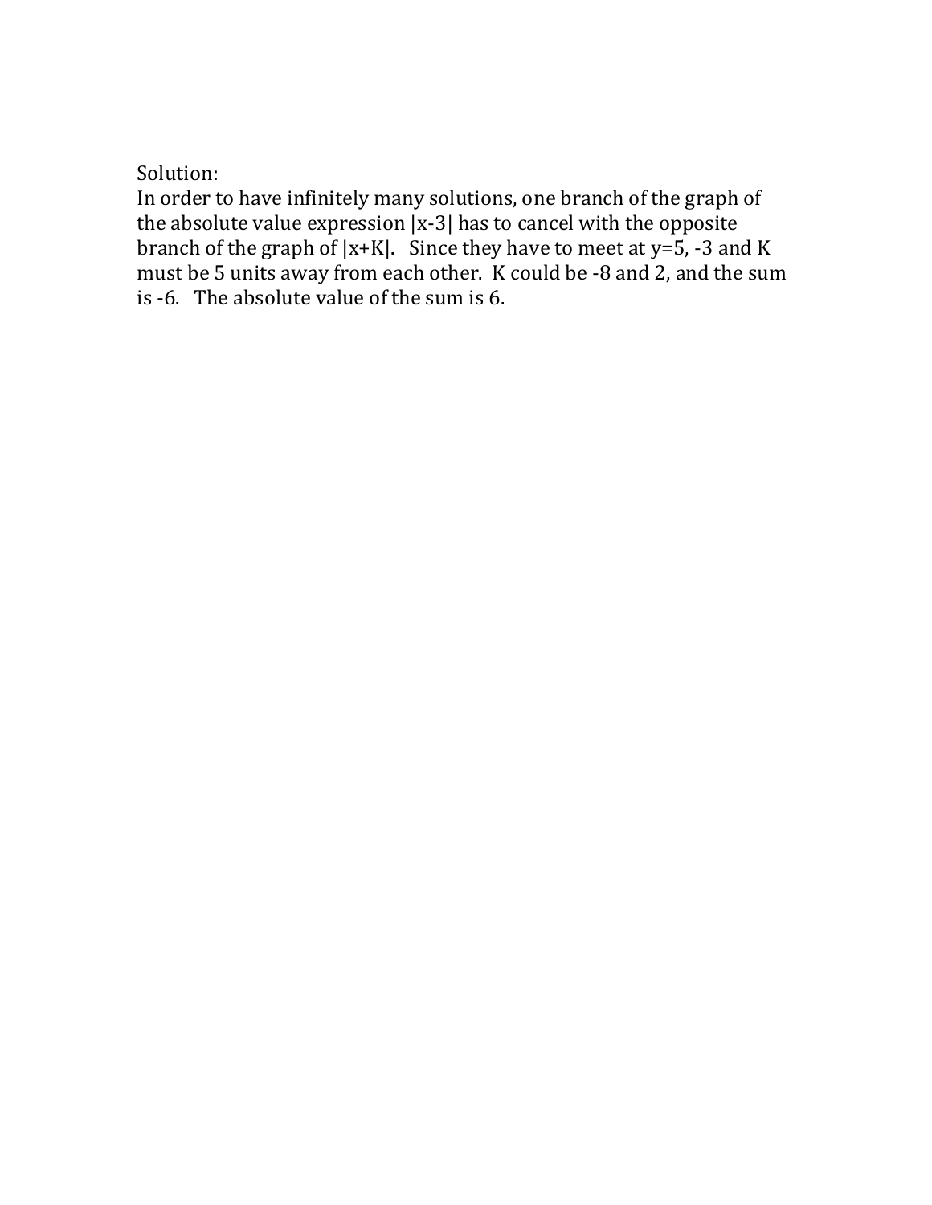Solution:

In order to have infinitely many solutions, one branch of the graph of the absolute value expression $|x-3|$ has to cancel with the opposite branch of the graph of $|x+K|$. Since they have to meet at $y=5$, $-3$ and $K$ must be 5 units away from each other. $K$ could be $-8$ and $2$, and the sum is $-6$. The absolute value of the sum is 6.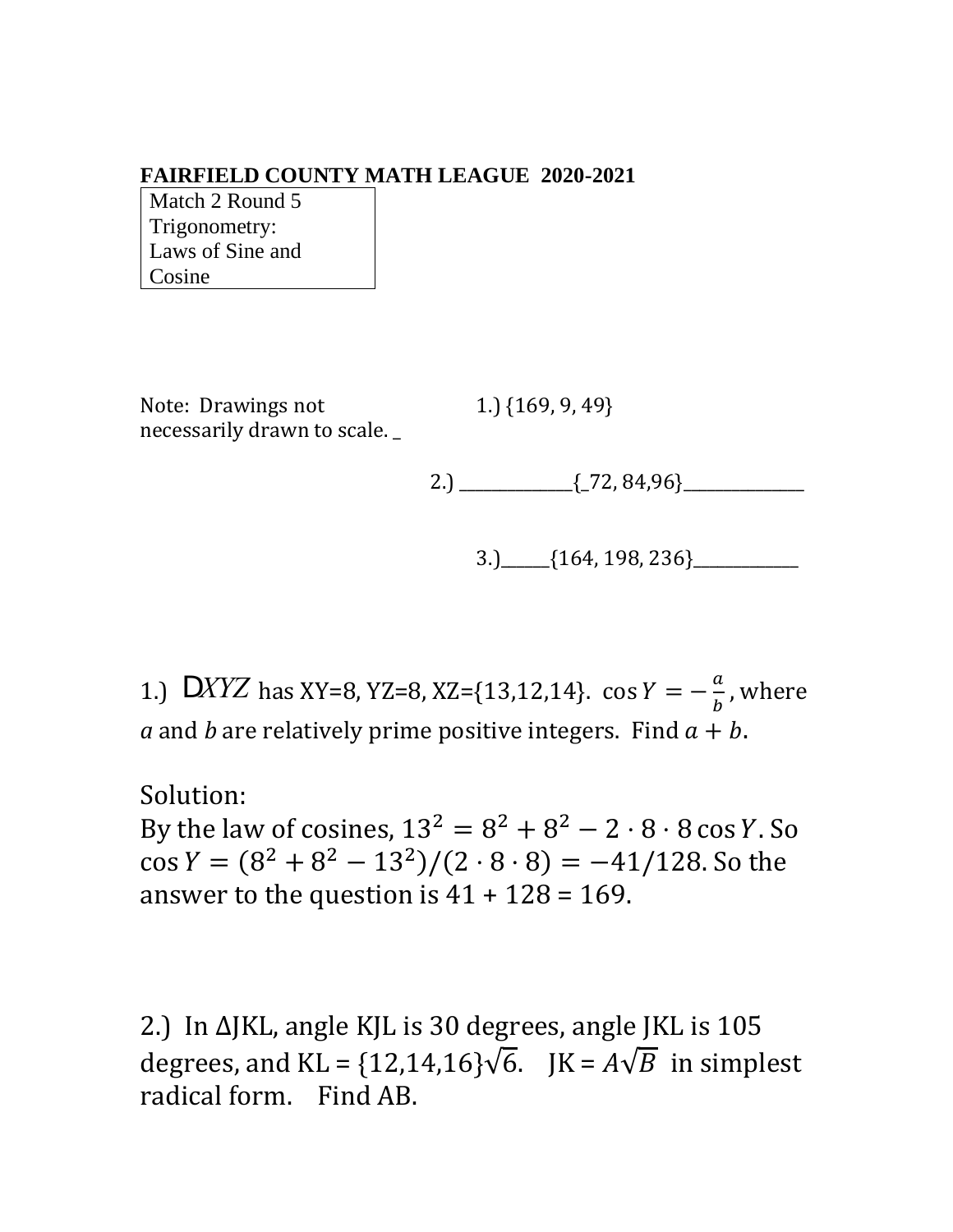**FAIRFIELD COUNTY MATH LEAGUE 2020-2021**

Match 2 Round 5
Trigonometry:
Laws of Sine and
Cosine

Note: Drawings not necessarily drawn to scale. _

1.) {169, 9, 49}

2.) _____________{_72, 84,96}______________

3.)______{164, 198, 236}____________

1.) $\Delta XYZ$ has XY=8, YZ=8, XZ={13,12,14}. $\cos Y = -\frac{a}{b}$, where $a$ and $b$ are relatively prime positive integers. Find $a + b$.

Solution:
By the law of cosines, $13^2 = 8^2 + 8^2 - 2 \cdot 8 \cdot 8 \cos Y$. So $\cos Y = (8^2 + 8^2 - 13^2)/(2 \cdot 8 \cdot 8) = -41/128$. So the answer to the question is 41 + 128 = 169.

2.) In ΔJKL, angle KJL is 30 degrees, angle JKL is 105 degrees, and KL = {12,14,16}$\sqrt{6}$. JK = $A\sqrt{B}$ in simplest radical form. Find AB.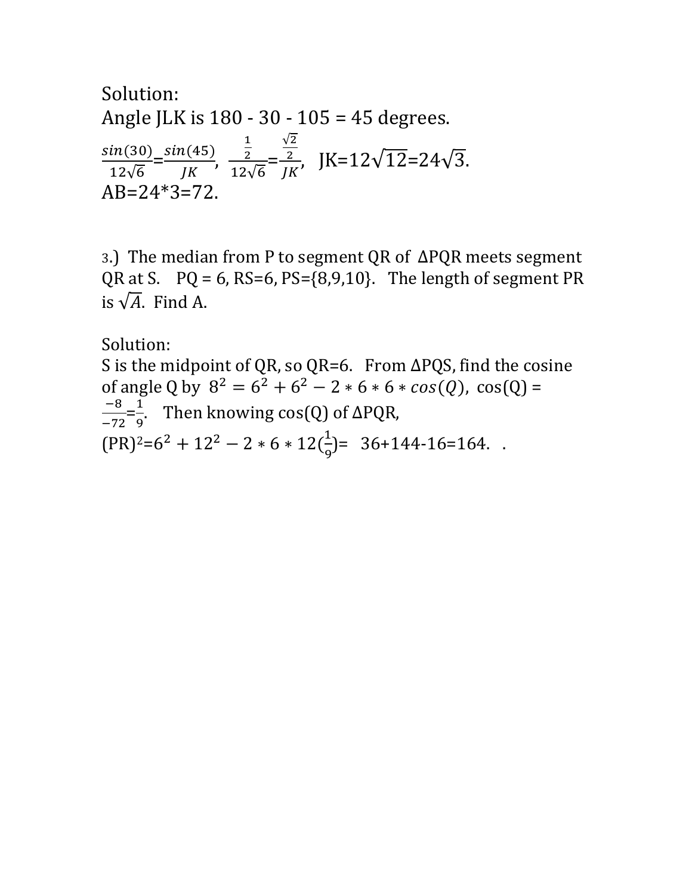Solution:
Angle JLK is 180 - 30 - 105 = 45 degrees.

$\frac{sin(30)}{12\sqrt{6}}=\frac{sin(45)}{JK}$, $\frac{\frac{1}{2}}{12\sqrt{6}}=\frac{\frac{\sqrt{2}}{2}}{JK}$, JK=$12\sqrt{12}$=$24\sqrt{3}$.
AB=24*3=72.

3.) The median from P to segment QR of ΔPQR meets segment QR at S. PQ = 6, RS=6, PS={8,9,10}. The length of segment PR is $\sqrt{A}$. Find A.

Solution:
S is the midpoint of QR, so QR=6. From ΔPQS, find the cosine of angle Q by $8^2 = 6^2 + 6^2 - 2*6*6*cos(Q)$, cos(Q) = $\frac{-8}{-72}=\frac{1}{9}$. Then knowing cos(Q) of ΔPQR,
$(PR)^2 = 6^2 + 12^2 - 2*6*12(\frac{1}{9})$= 36+144-16=164. .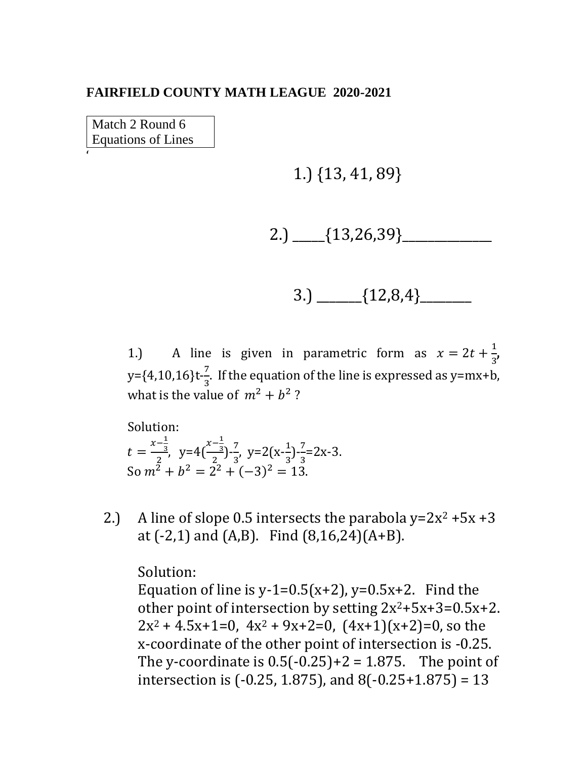**FAIRFIELD COUNTY MATH LEAGUE 2020-2021**

Match 2 Round 6
Equations of Lines

'

1.) {13, 41, 89}

2.) _____{13,26,39}______________

3.) _______{12,8,4}________

1.) A line is given in parametric form as $x = 2t + \frac{1}{3}$, y={4,10,16}t-$\frac{7}{3}$. If the equation of the line is expressed as y=mx+b, what is the value of $m^2 + b^2$ ?

Solution:
$t = \frac{x-\frac{1}{3}}{2}$, y=4($\frac{x-\frac{1}{3}}{2}$)-$\frac{7}{3}$, y=2(x-$\frac{1}{3}$)-$\frac{7}{3}$=2x-3.
So $m^2 + b^2 = 2^2 + (-3)^2 = 13$.

2.) A line of slope 0.5 intersects the parabola $y=2x^2 +5x +3$ at (-2,1) and (A,B). Find (8,16,24)(A+B).

Solution:
Equation of line is y-1=0.5(x+2), y=0.5x+2. Find the other point of intersection by setting $2x^2+5x+3=0.5x+2$. $2x^2 + 4.5x+1=0$, $4x^2 + 9x+2=0$, $(4x+1)(x+2)=0$, so the x-coordinate of the other point of intersection is -0.25. The y-coordinate is 0.5(-0.25)+2 = 1.875. The point of intersection is (-0.25, 1.875), and 8(-0.25+1.875) = 13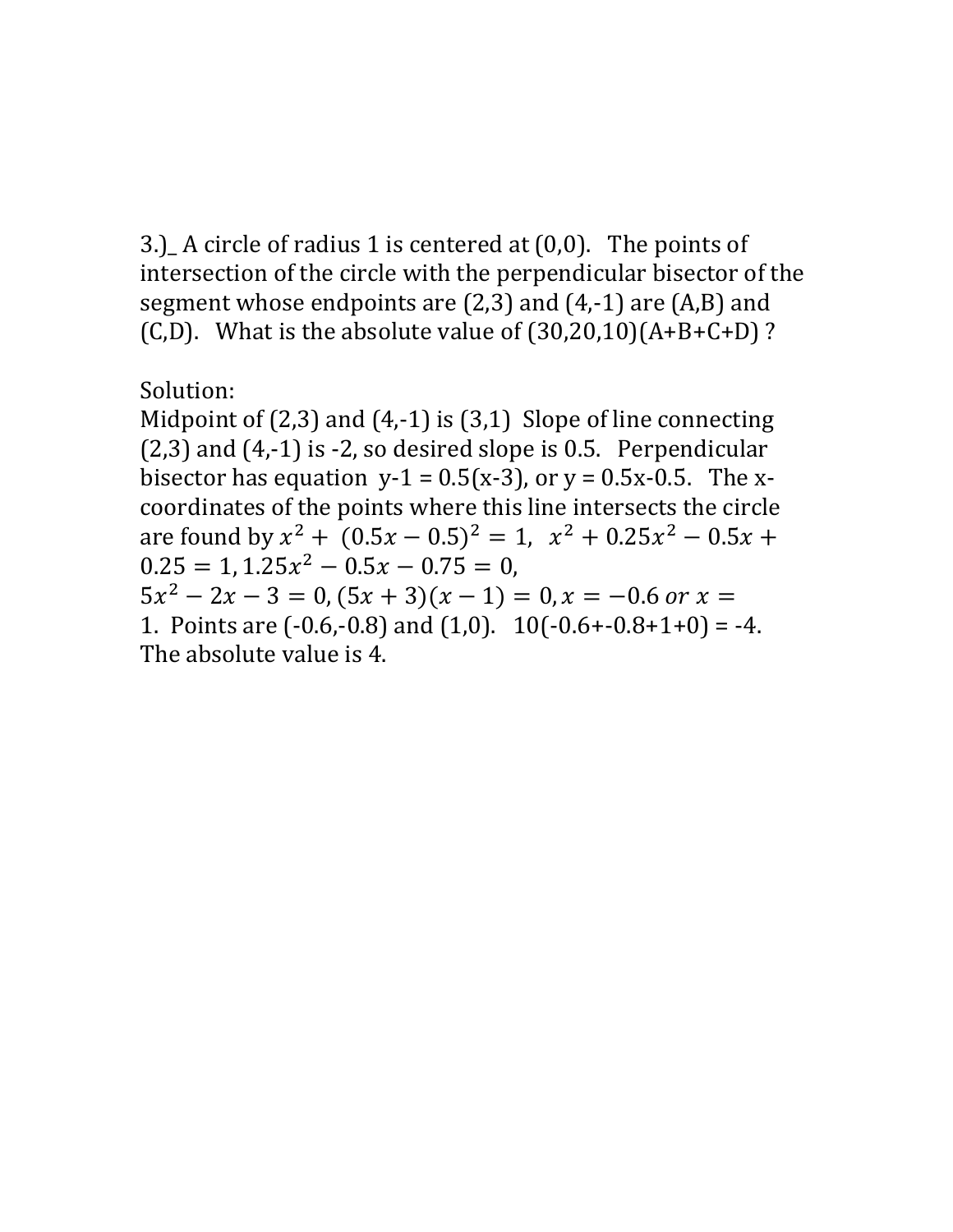3.)_ A circle of radius 1 is centered at (0,0). The points of intersection of the circle with the perpendicular bisector of the segment whose endpoints are (2,3) and (4,-1) are (A,B) and (C,D). What is the absolute value of (30,20,10)(A+B+C+D) ?

Solution:
Midpoint of (2,3) and (4,-1) is (3,1) Slope of line connecting (2,3) and (4,-1) is -2, so desired slope is 0.5. Perpendicular bisector has equation y-1 = 0.5(x-3), or y = 0.5x-0.5. The x-coordinates of the points where this line intersects the circle are found by $x^2 + (0.5x - 0.5)^2 = 1$, $x^2 + 0.25x^2 - 0.5x + 0.25 = 1$, $1.25x^2 - 0.5x - 0.75 = 0$, $5x^2 - 2x - 3 = 0$, $(5x + 3)(x - 1) = 0$, $x = -0.6$ *or* $x = 1$. Points are (-0.6,-0.8) and (1,0). 10(-0.6+-0.8+1+0) = -4. The absolute value is 4.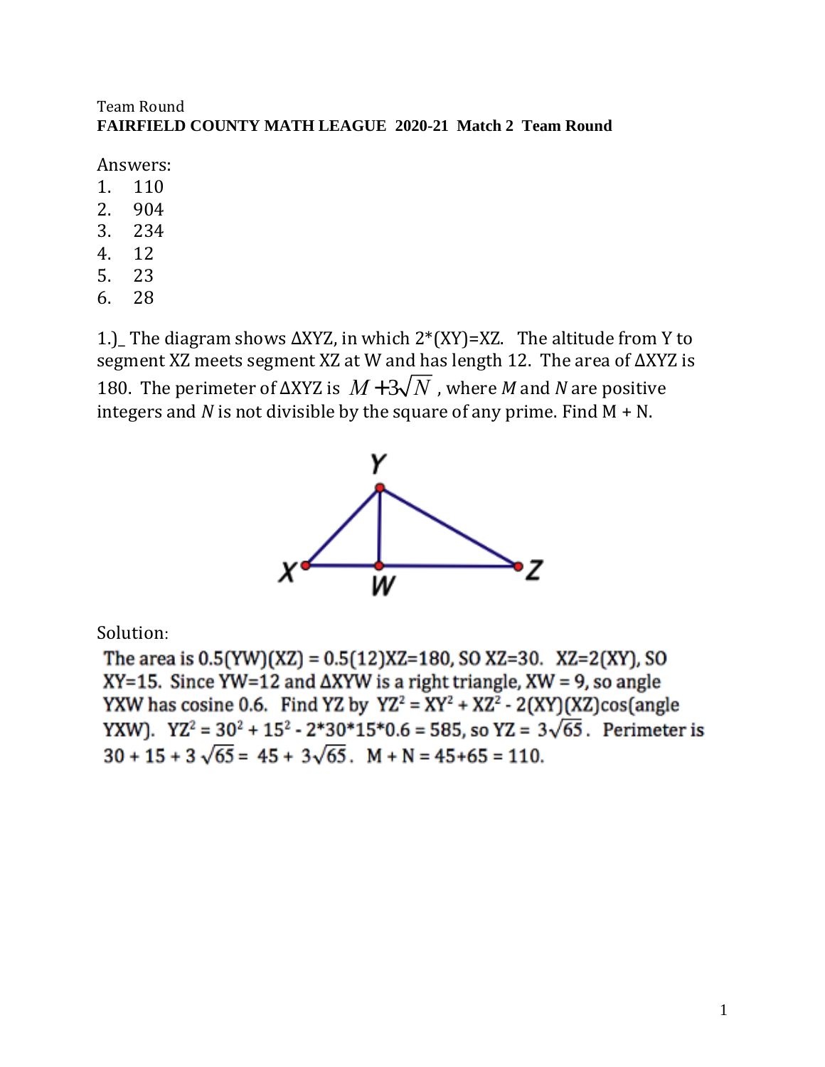Team Round

**FAIRFIELD COUNTY MATH LEAGUE 2020-21 Match 2 Team Round**

Answers:

1. 110
2. 904
3. 234
4. 12
5. 23
6. 28

1.)_ The diagram shows ΔXYZ, in which 2*(XY)=XZ. The altitude from Y to segment XZ meets segment XZ at W and has length 12. The area of ΔXYZ is 180. The perimeter of ΔXYZ is $M+3\sqrt{N}$, where *M* and *N* are positive integers and *N* is not divisible by the square of any prime. Find M + N.

Solution:

The area is 0.5(YW)(XZ) = 0.5(12)XZ=180, SO XZ=30. XZ=2(XY), SO XY=15. Since YW=12 and ΔXYW is a right triangle, XW = 9, so angle YXW has cosine 0.6. Find YZ by $YZ^2 = XY^2 + XZ^2 - 2(XY)(XZ)\cos(\text{angle } YXW)$. $YZ^2 = 30^2 + 15^2 - 2*30*15*0.6 = 585$, so $YZ = 3\sqrt{65}$. Perimeter is $30 + 15 + 3\sqrt{65} = 45 + 3\sqrt{65}$. M + N = 45+65 = 110.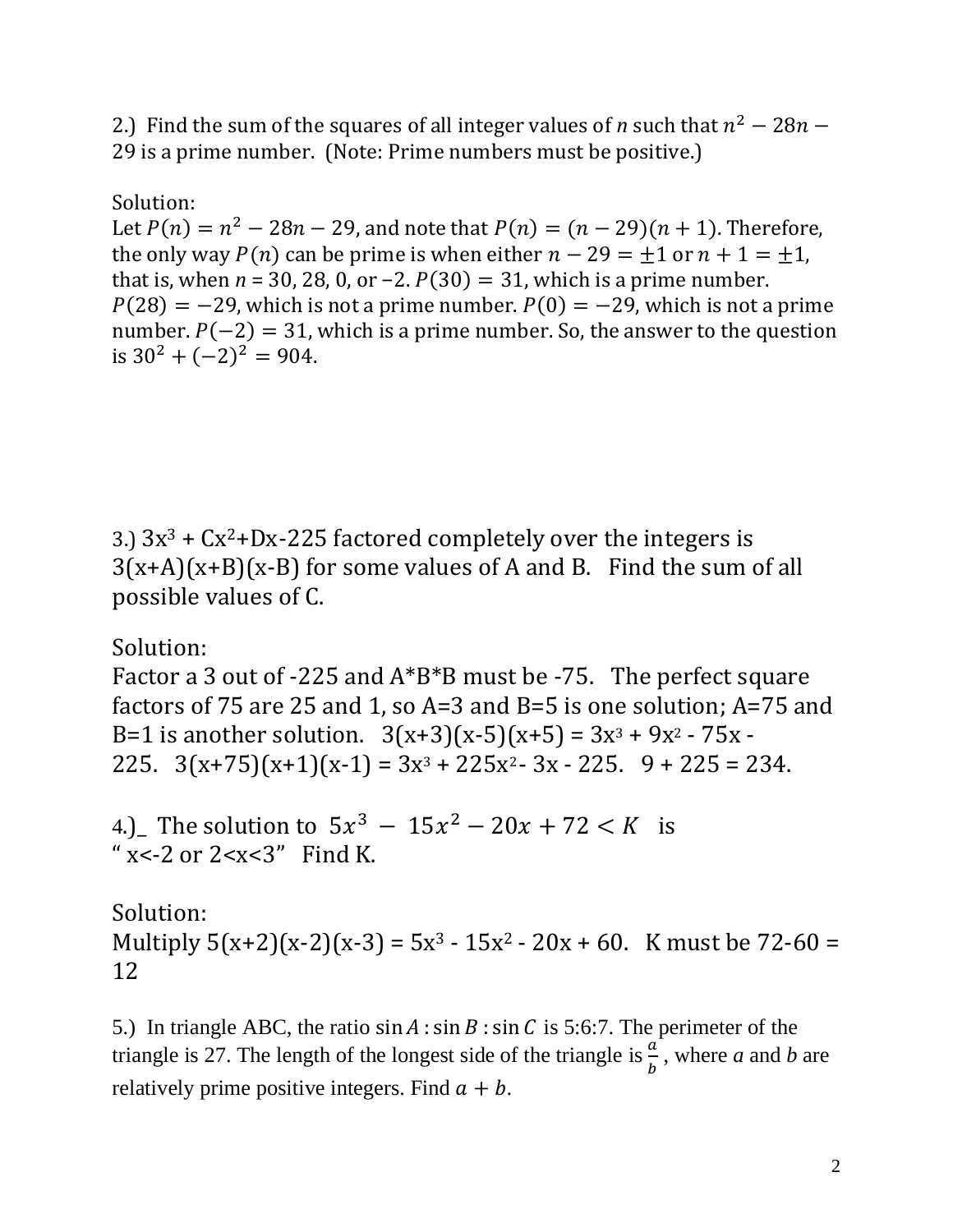2.) Find the sum of the squares of all integer values of $n$ such that $n^2 - 28n - 29$ is a prime number. (Note: Prime numbers must be positive.)

Solution:
Let $P(n) = n^2 - 28n - 29$, and note that $P(n) = (n - 29)(n + 1)$. Therefore, the only way $P(n)$ can be prime is when either $n - 29 = \pm 1$ or $n + 1 = \pm 1$, that is, when $n$ = 30, 28, 0, or −2. $P(30) = 31$, which is a prime number. $P(28) = -29$, which is not a prime number. $P(0) = -29$, which is not a prime number. $P(-2) = 31$, which is a prime number. So, the answer to the question is $30^2 + (-2)^2 = 904$.

3.) $3x^3 + Cx^2 + Dx - 225$ factored completely over the integers is $3(x+A)(x+B)(x-B)$ for some values of A and B. Find the sum of all possible values of C.

Solution:
Factor a 3 out of -225 and A*B*B must be -75. The perfect square factors of 75 are 25 and 1, so A=3 and B=5 is one solution; A=75 and B=1 is another solution. $3(x+3)(x-5)(x+5) = 3x^3 + 9x^2 - 75x - 225$. $3(x+75)(x+1)(x-1) = 3x^3 + 225x^2 - 3x - 225$. 9 + 225 = 234.

4.)_ The solution to $5x^3 - 15x^2 - 20x + 72 < K$ is " $x<-2$ or $2<x<3$" Find K.

Solution:
Multiply $5(x+2)(x-2)(x-3) = 5x^3 - 15x^2 - 20x + 60$. K must be 72-60 = 12

5.) In triangle ABC, the ratio $\sin A : \sin B : \sin C$ is 5:6:7. The perimeter of the triangle is 27. The length of the longest side of the triangle is $\frac{a}{b}$, where $a$ and $b$ are relatively prime positive integers. Find $a + b$.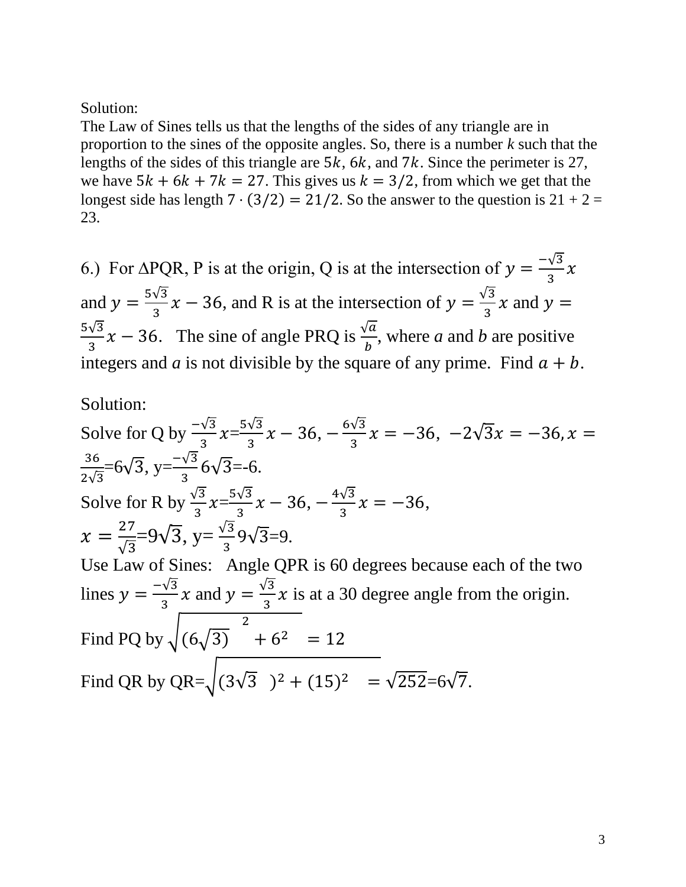Solution:
The Law of Sines tells us that the lengths of the sides of any triangle are in proportion to the sines of the opposite angles. So, there is a number $k$ such that the lengths of the sides of this triangle are $5k$, $6k$, and $7k$. Since the perimeter is 27, we have $5k + 6k + 7k = 27$. This gives us $k = 3/2$, from which we get that the longest side has length $7 \cdot (3/2) = 21/2$. So the answer to the question is 21 + 2 = 23.

6.) For $\Delta$PQR, P is at the origin, Q is at the intersection of $y = \frac{-\sqrt{3}}{3}x$ and $y = \frac{5\sqrt{3}}{3}x - 36$, and R is at the intersection of $y = \frac{\sqrt{3}}{3}x$ and $y = \frac{5\sqrt{3}}{3}x - 36$. The sine of angle PRQ is $\frac{\sqrt{a}}{b}$, where $a$ and $b$ are positive integers and $a$ is not divisible by the square of any prime. Find $a + b$.

Solution:
Solve for Q by $\frac{-\sqrt{3}}{3}x = \frac{5\sqrt{3}}{3}x - 36$, $-\frac{6\sqrt{3}}{3}x = -36$, $-2\sqrt{3}x = -36$, $x = \frac{36}{2\sqrt{3}} = 6\sqrt{3}$, $y = \frac{-\sqrt{3}}{3}6\sqrt{3} = -6$.
Solve for R by $\frac{\sqrt{3}}{3}x = \frac{5\sqrt{3}}{3}x - 36$, $-\frac{4\sqrt{3}}{3}x = -36$,
$x = \frac{27}{\sqrt{3}} = 9\sqrt{3}$, $y = \frac{\sqrt{3}}{3}9\sqrt{3} = 9$.
Use Law of Sines: Angle QPR is 60 degrees because each of the two lines $y = \frac{-\sqrt{3}}{3}x$ and $y = \frac{\sqrt{3}}{3}x$ is at a 30 degree angle from the origin.
Find PQ by $\sqrt{(6\sqrt{3})^2 + 6^2} = 12$
Find QR by QR$= \sqrt{(3\sqrt{3})^2 + (15)^2} = \sqrt{252} = 6\sqrt{7}$.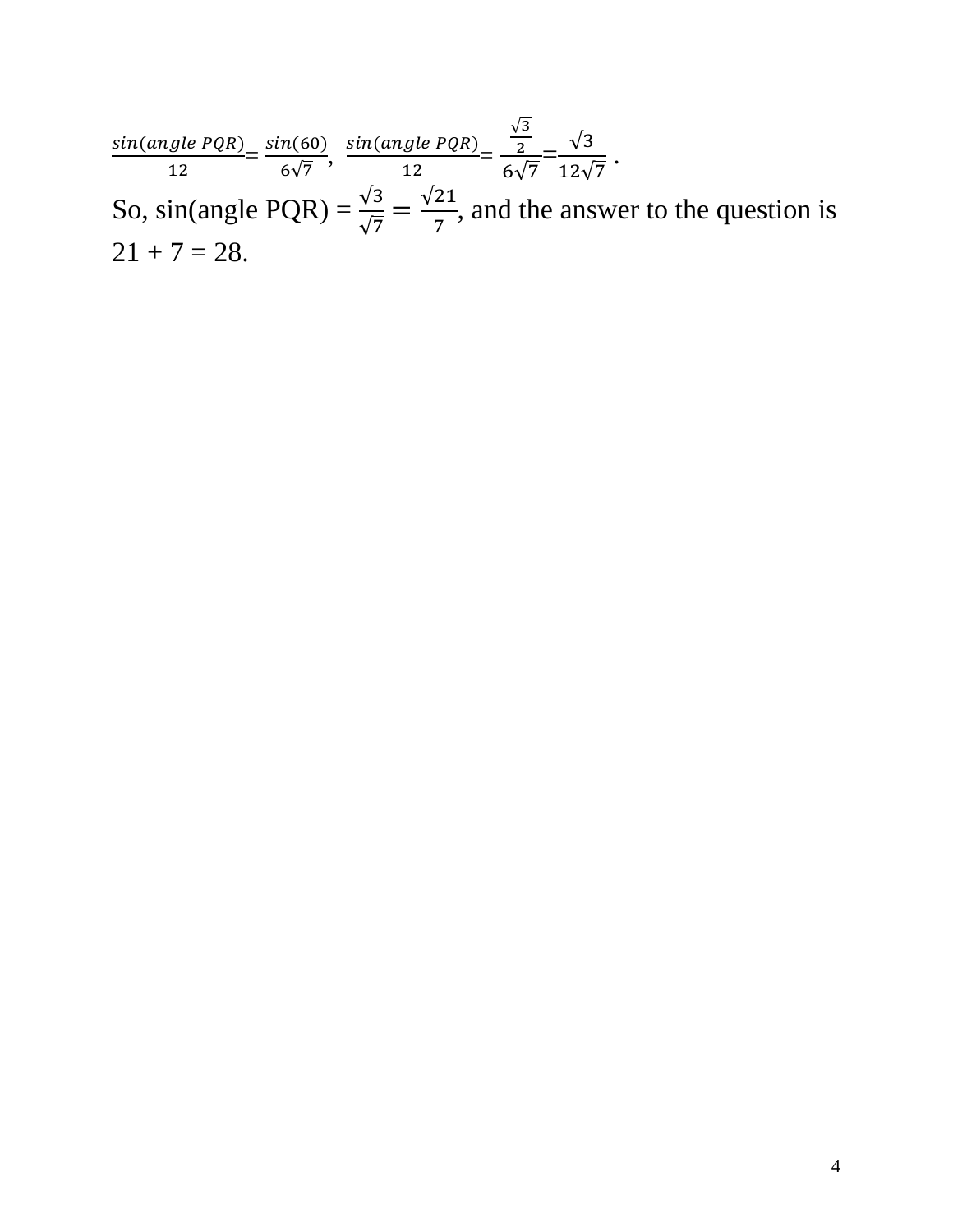$\frac{sin(angle\ PQR)}{12} = \frac{sin(60)}{6\sqrt{7}}$, $\frac{sin(angle\ PQR)}{12} = \frac{\frac{\sqrt{3}}{2}}{6\sqrt{7}} = \frac{\sqrt{3}}{12\sqrt{7}}$ .

So, sin(angle PQR) = $\frac{\sqrt{3}}{\sqrt{7}} = \frac{\sqrt{21}}{7}$, and the answer to the question is 21 + 7 = 28.